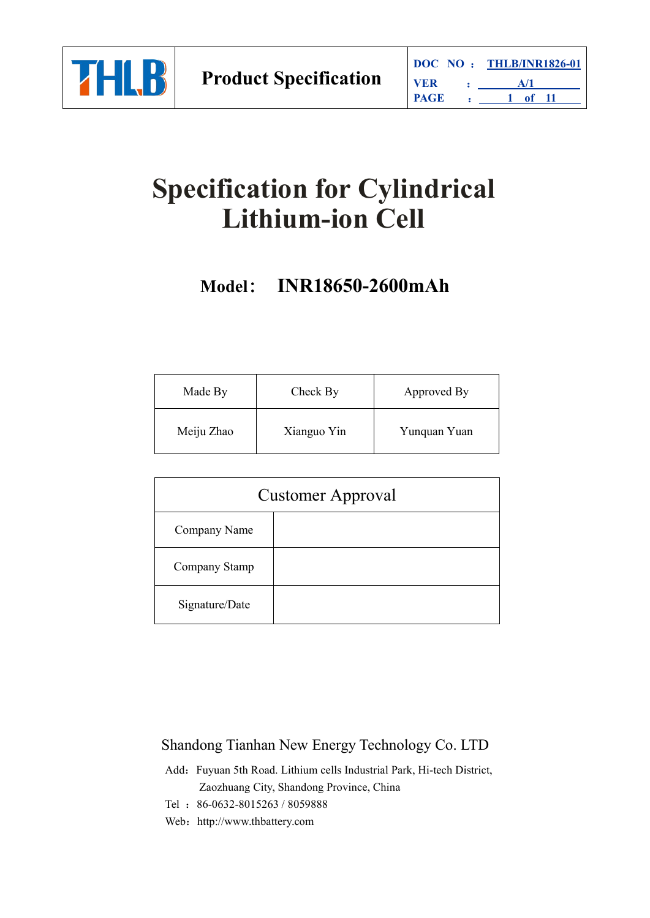| | Product Specification | DOC NO：THLB/INR1826-01 |
|---|---|---|
| | | VER：A/1 |

# Specification for Cylindrical Lithium-ion Cell

## Model： INR18650-2600mAh

| Made By | Check By | Approved By |
|---|---|---|
| Meiju Zhao | Xianguo Yin | Yunquan Yuan |

| Customer Approval | |
|---|---|
| Company Name | |
| Company Stamp | |
| Signature/Date | |

Shandong Tianhan New Energy Technology Co. LTD

Add：Fuyuan 5th Road. Lithium cells Industrial Park, Hi-tech District, Zaozhuang City, Shandong Province, China

Tel ：86-0632-8015263 / 8059888

Web：http://www.thbattery.com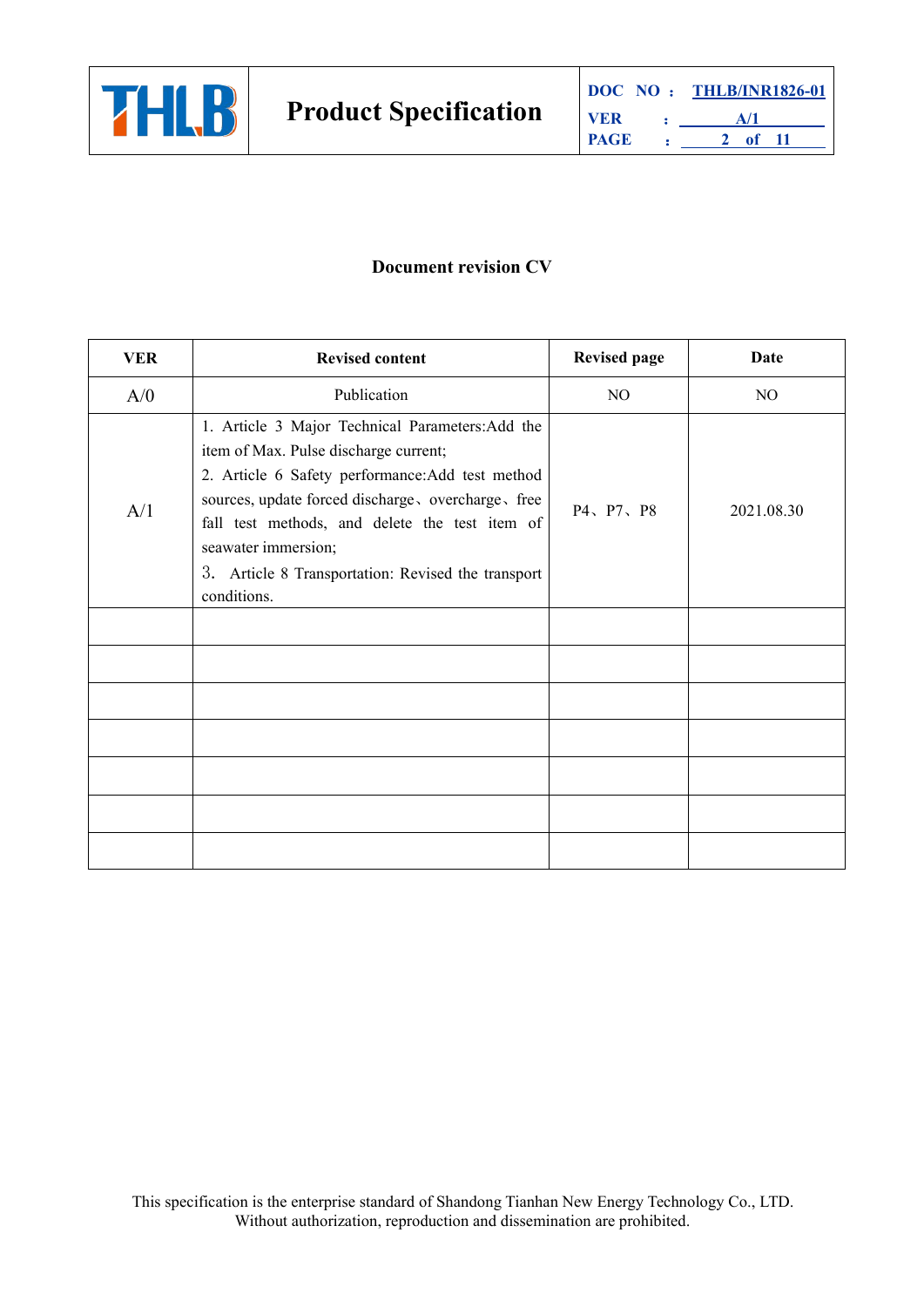## Document revision CV

| VER | Revised content | Revised page | Date |
|---|---|---|---|
| A/0 | Publication | NO | NO |
| A/1 | 1. Article 3 Major Technical Parameters:Add the item of Max. Pulse discharge current;<br>2. Article 6 Safety performance:Add test method sources, update forced discharge、overcharge、free fall test methods, and delete the test item of seawater immersion;<br>3. Article 8 Transportation: Revised the transport conditions. | P4、P7、P8 | 2021.08.30 |
| | | | |
| | | | |
| | | | |
| | | | |
| | | | |
| | | | |
| | | | |

This specification is the enterprise standard of Shandong Tianhan New Energy Technology Co., LTD. Without authorization, reproduction and dissemination are prohibited.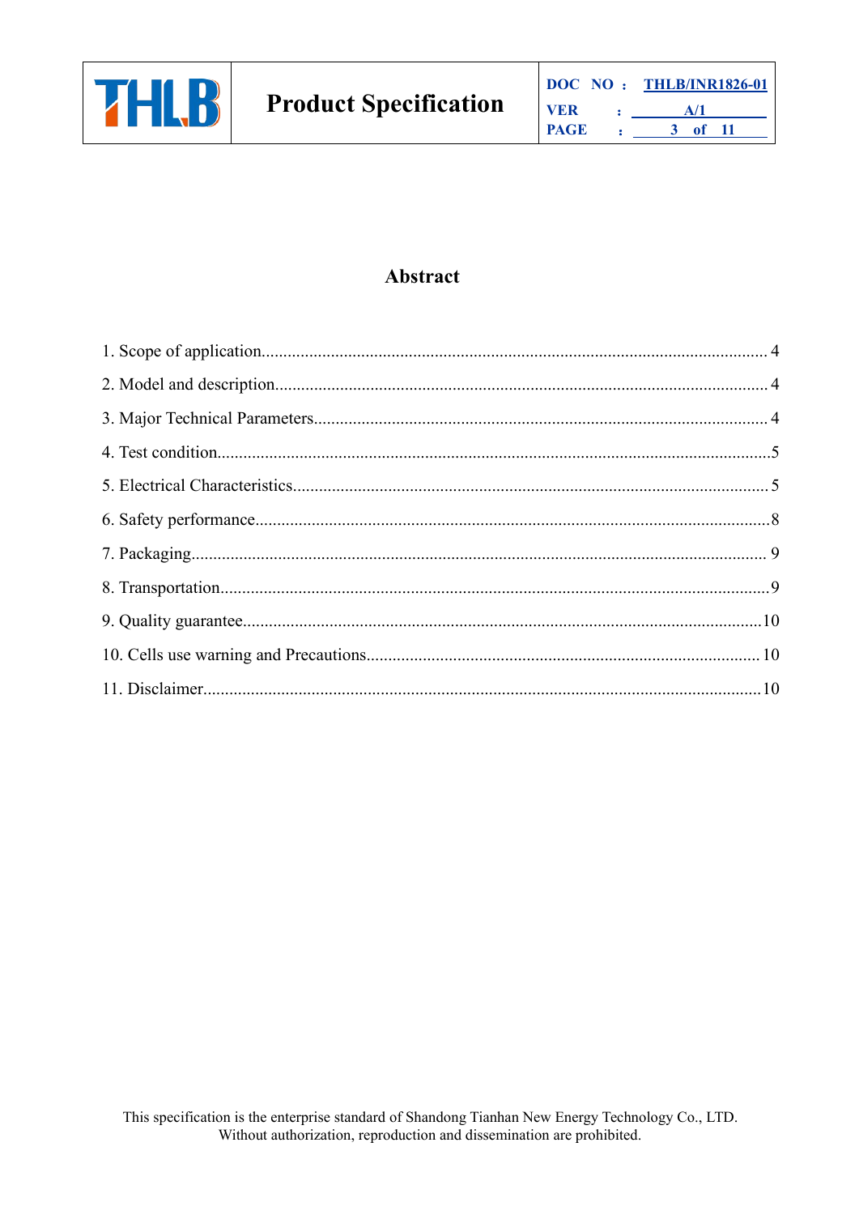# Abstract

1. Scope of application................................................................................................................ 4
2. Model and description.............................................................................................................. 4
3. Major Technical Parameters..................................................................................................... 4
4. Test condition...........................................................................................................................5
5. Electrical Characteristics.......................................................................................................... 5
6. Safety performance...................................................................................................................8
7. Packaging................................................................................................................................ 9
8. Transportation..........................................................................................................................9
9. Quality guarantee....................................................................................................................10
10. Cells use warning and Precautions....................................................................................... 10
11. Disclaimer.............................................................................................................................10

This specification is the enterprise standard of Shandong Tianhan New Energy Technology Co., LTD. Without authorization, reproduction and dissemination are prohibited.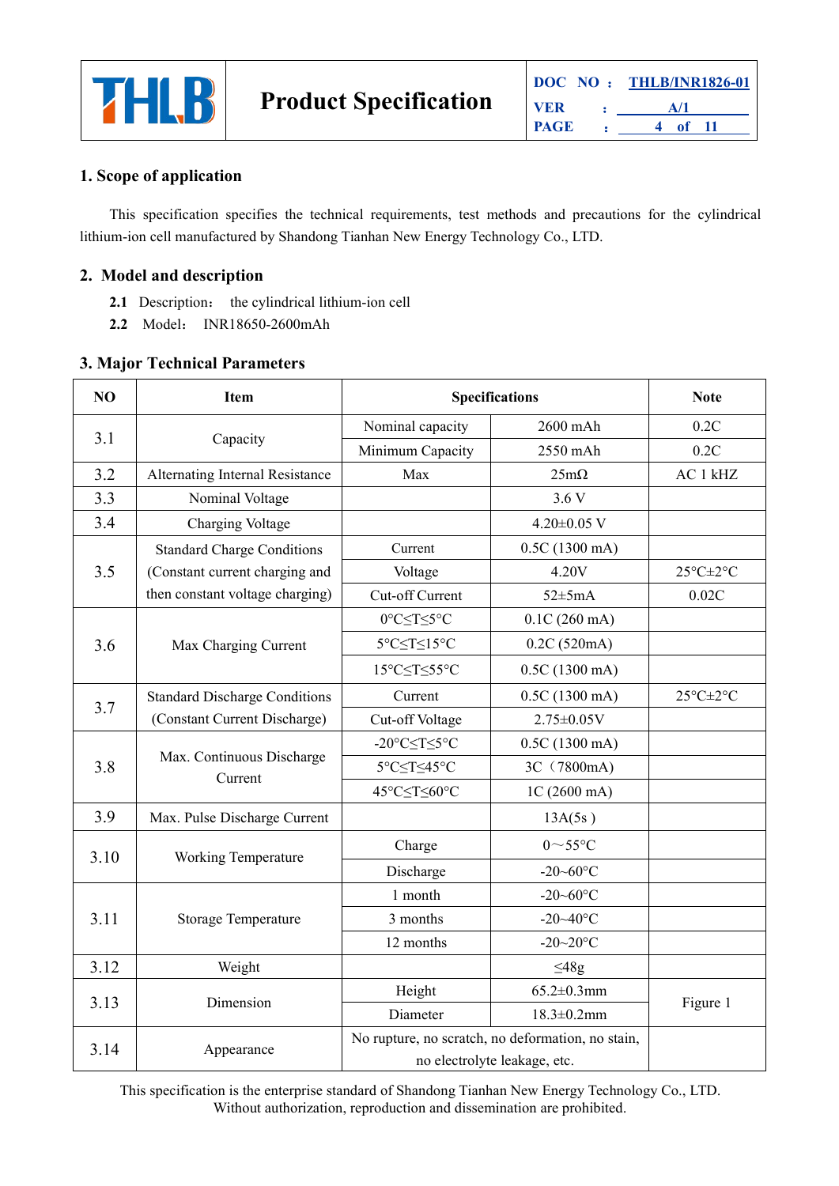## 1. Scope of application

This specification specifies the technical requirements, test methods and precautions for the cylindrical lithium-ion cell manufactured by Shandong Tianhan New Energy Technology Co., LTD.

## 2. Model and description

**2.1** Description: the cylindrical lithium-ion cell

**2.2** Model: INR18650-2600mAh

## 3. Major Technical Parameters

| NO | Item | Specifications | | Note |
|---|---|---|---|---|
| 3.1 | Capacity | Nominal capacity | 2600 mAh | 0.2C |
| | | Minimum Capacity | 2550 mAh | 0.2C |
| 3.2 | Alternating Internal Resistance | Max | 25mΩ | AC 1 kHZ |
| 3.3 | Nominal Voltage | | 3.6 V | |
| 3.4 | Charging Voltage | | 4.20±0.05 V | |
| 3.5 | Standard Charge Conditions (Constant current charging and then constant voltage charging) | Current | 0.5C (1300 mA) | |
| | | Voltage | 4.20V | 25°C±2°C |
| | | Cut-off Current | 52±5mA | 0.02C |
| 3.6 | Max Charging Current | 0°C≤T≤5°C | 0.1C (260 mA) | |
| | | 5°C≤T≤15°C | 0.2C (520mA) | |
| | | 15°C≤T≤55°C | 0.5C (1300 mA) | |
| 3.7 | Standard Discharge Conditions (Constant Current Discharge) | Current | 0.5C (1300 mA) | 25°C±2°C |
| | | Cut-off Voltage | 2.75±0.05V | |
| 3.8 | Max. Continuous Discharge Current | -20°C≤T≤5°C | 0.5C (1300 mA) | |
| | | 5°C≤T≤45°C | 3C（7800mA) | |
| | | 45°C≤T≤60°C | 1C (2600 mA) | |
| 3.9 | Max. Pulse Discharge Current | | 13A(5s ) | |
| 3.10 | Working Temperature | Charge | 0～55°C | |
| | | Discharge | -20~60°C | |
| 3.11 | Storage Temperature | 1 month | -20~60°C | |
| | | 3 months | -20~40°C | |
| | | 12 months | -20~20°C | |
| 3.12 | Weight | | ≤48g | |
| 3.13 | Dimension | Height | 65.2±0.3mm | Figure 1 |
| | | Diameter | 18.3±0.2mm | |
| 3.14 | Appearance | No rupture, no scratch, no deformation, no stain, no electrolyte leakage, etc. | | |

This specification is the enterprise standard of Shandong Tianhan New Energy Technology Co., LTD. Without authorization, reproduction and dissemination are prohibited.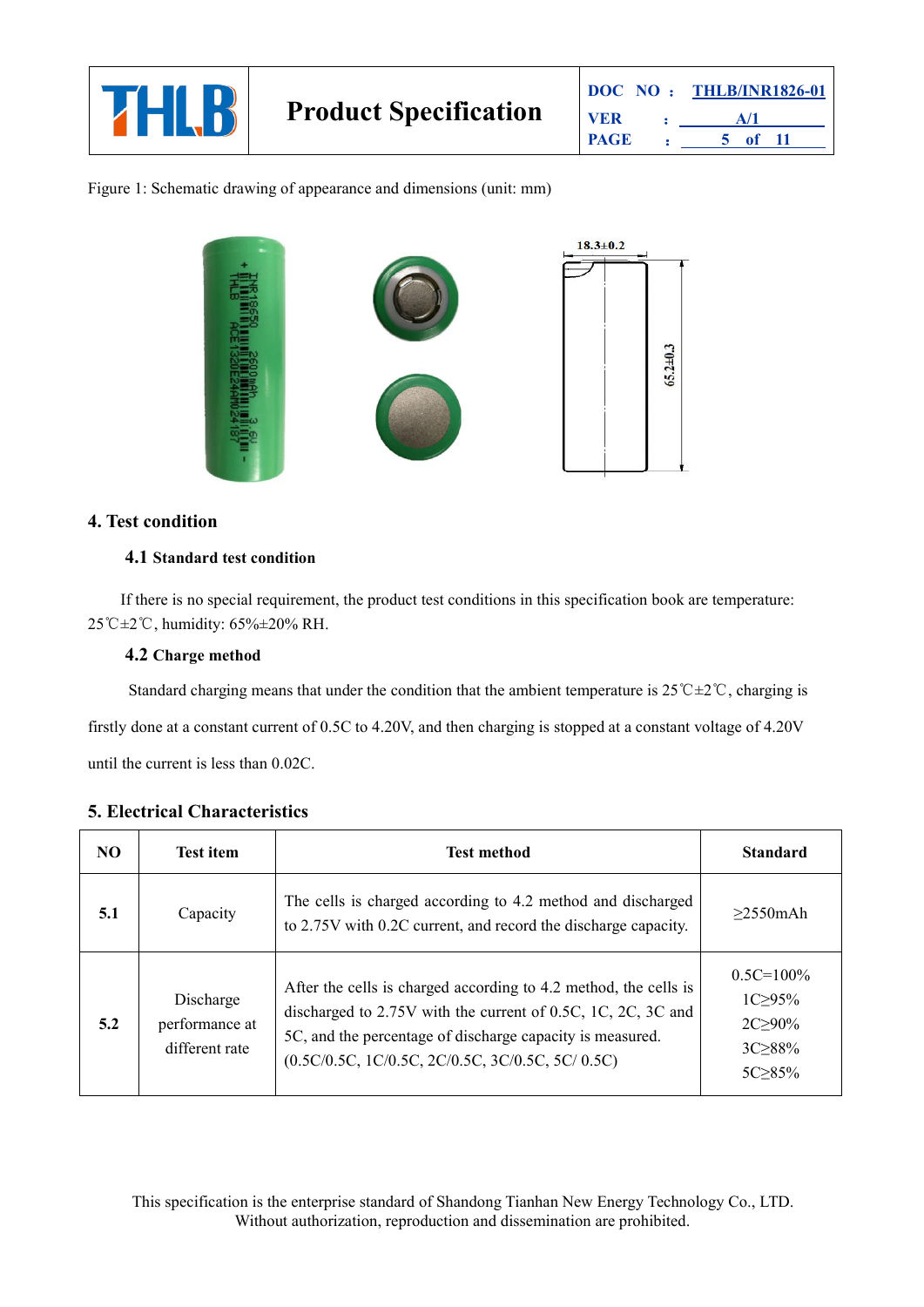Figure 1: Schematic drawing of appearance and dimensions (unit: mm)

## 4. Test condition

### 4.1 Standard test condition

If there is no special requirement, the product test conditions in this specification book are temperature: 25℃±2℃, humidity: 65%±20% RH.

### 4.2 Charge method

Standard charging means that under the condition that the ambient temperature is 25℃±2℃, charging is firstly done at a constant current of 0.5C to 4.20V, and then charging is stopped at a constant voltage of 4.20V until the current is less than 0.02C.

## 5. Electrical Characteristics

| NO | Test item | Test method | Standard |
|---|---|---|---|
| 5.1 | Capacity | The cells is charged according to 4.2 method and discharged to 2.75V with 0.2C current, and record the discharge capacity. | ≥2550mAh |
| 5.2 | Discharge performance at different rate | After the cells is charged according to 4.2 method, the cells is discharged to 2.75V with the current of 0.5C, 1C, 2C, 3C and 5C, and the percentage of discharge capacity is measured. (0.5C/0.5C, 1C/0.5C, 2C/0.5C, 3C/0.5C, 5C/ 0.5C) | 0.5C=100%<br>1C≥95%<br>2C≥90%<br>3C≥88%<br>5C≥85% |

This specification is the enterprise standard of Shandong Tianhan New Energy Technology Co., LTD. Without authorization, reproduction and dissemination are prohibited.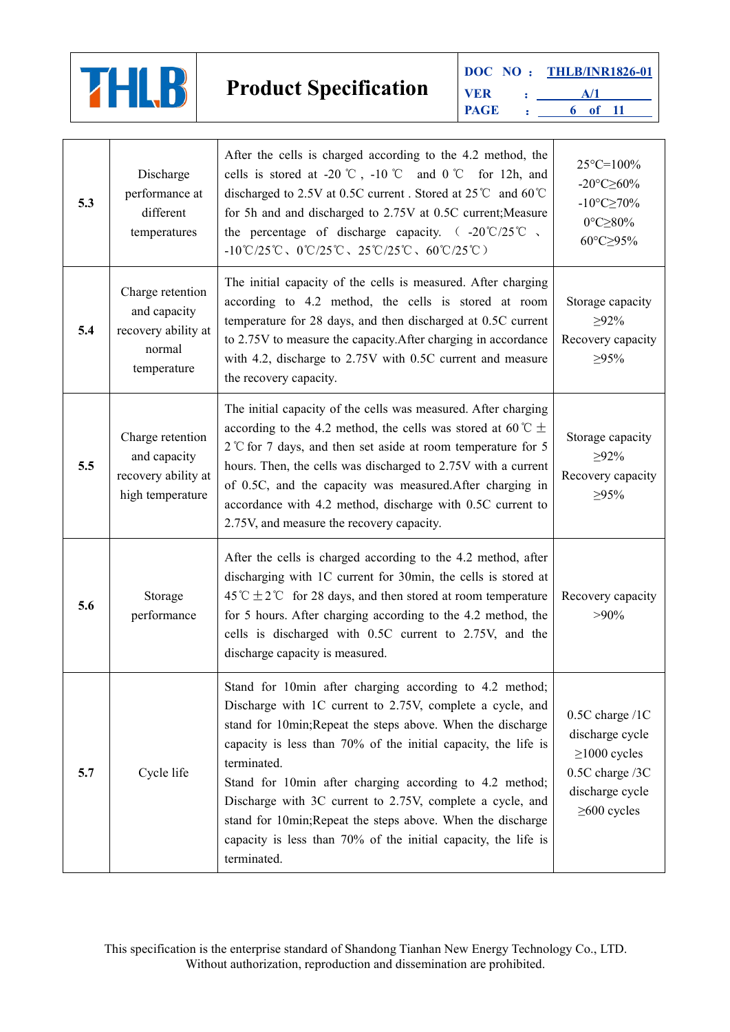| 5.3 | Discharge performance at different temperatures | After the cells is charged according to the 4.2 method, the cells is stored at -20 ℃ , -10 ℃ and 0 ℃ for 12h, and discharged to 2.5V at 0.5C current . Stored at 25℃ and 60℃ for 5h and and discharged to 2.75V at 0.5C current;Measure the percentage of discharge capacity. （-20℃/25℃、-10℃/25℃、0℃/25℃、25℃/25℃、60℃/25℃） | 25°C=100%<br>-20°C≥60%<br>-10°C≥70%<br>0°C≥80%<br>60°C≥95% |
|---|---|---|---|
| 5.4 | Charge retention and capacity recovery ability at normal temperature | The initial capacity of the cells is measured. After charging according to 4.2 method, the cells is stored at room temperature for 28 days, and then discharged at 0.5C current to 2.75V to measure the capacity.After charging in accordance with 4.2, discharge to 2.75V with 0.5C current and measure the recovery capacity. | Storage capacity ≥92%<br>Recovery capacity ≥95% |
| 5.5 | Charge retention and capacity recovery ability at high temperature | The initial capacity of the cells was measured. After charging according to the 4.2 method, the cells was stored at 60℃±2℃ for 7 days, and then set aside at room temperature for 5 hours. Then, the cells was discharged to 2.75V with a current of 0.5C, and the capacity was measured.After charging in accordance with 4.2 method, discharge with 0.5C current to 2.75V, and measure the recovery capacity. | Storage capacity ≥92%<br>Recovery capacity ≥95% |
| 5.6 | Storage performance | After the cells is charged according to the 4.2 method, after discharging with 1C current for 30min, the cells is stored at 45℃±2℃ for 28 days, and then stored at room temperature for 5 hours. After charging according to the 4.2 method, the cells is discharged with 0.5C current to 2.75V, and the discharge capacity is measured. | Recovery capacity >90% |
| 5.7 | Cycle life | Stand for 10min after charging according to 4.2 method; Discharge with 1C current to 2.75V, complete a cycle, and stand for 10min;Repeat the steps above. When the discharge capacity is less than 70% of the initial capacity, the life is terminated.<br>Stand for 10min after charging according to 4.2 method; Discharge with 3C current to 2.75V, complete a cycle, and stand for 10min;Repeat the steps above. When the discharge capacity is less than 70% of the initial capacity, the life is terminated. | 0.5C charge /1C discharge cycle ≥1000 cycles<br>0.5C charge /3C discharge cycle ≥600 cycles |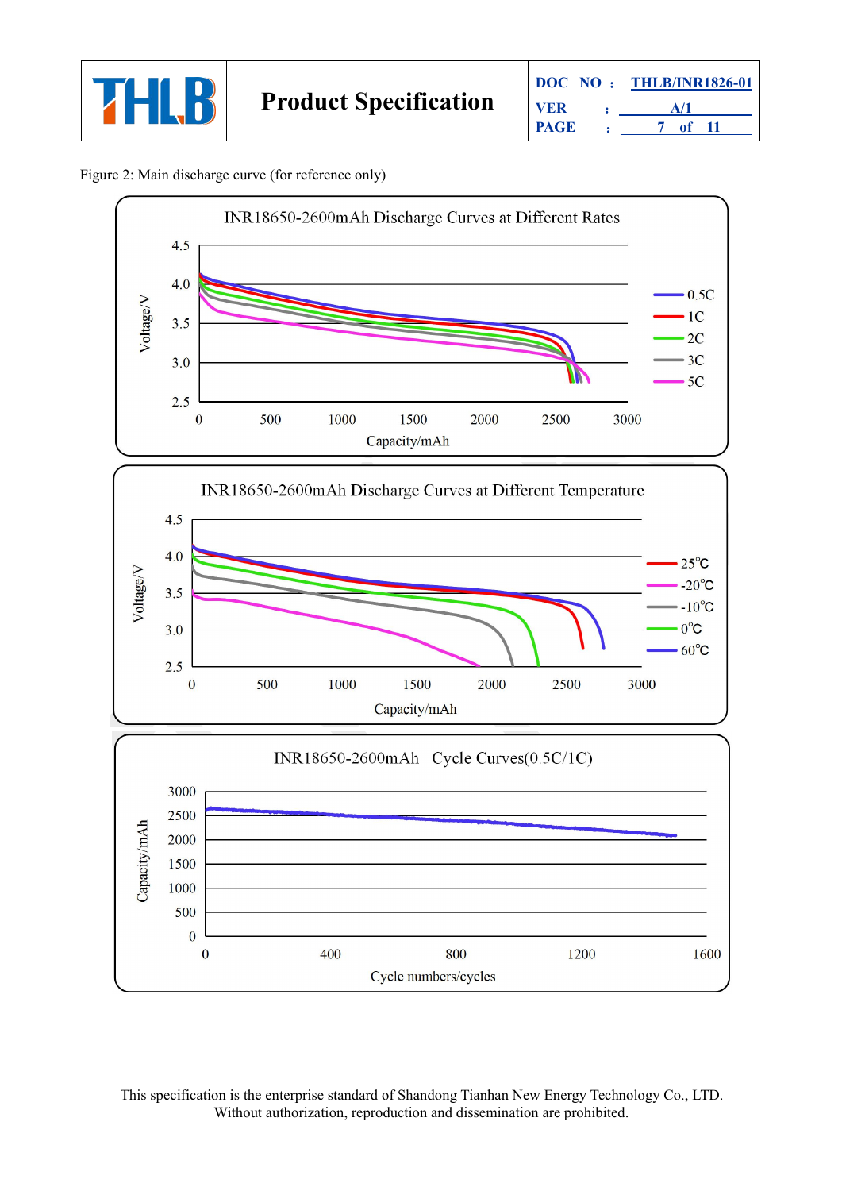Figure 2: Main discharge curve (for reference only)

INR18650-2600mAh Discharge Curves at Different Rates

INR18650-2600mAh Discharge Curves at Different Temperature

INR18650-2600mAh Cycle Curves(0.5C/1C)

This specification is the enterprise standard of Shandong Tianhan New Energy Technology Co., LTD. Without authorization, reproduction and dissemination are prohibited.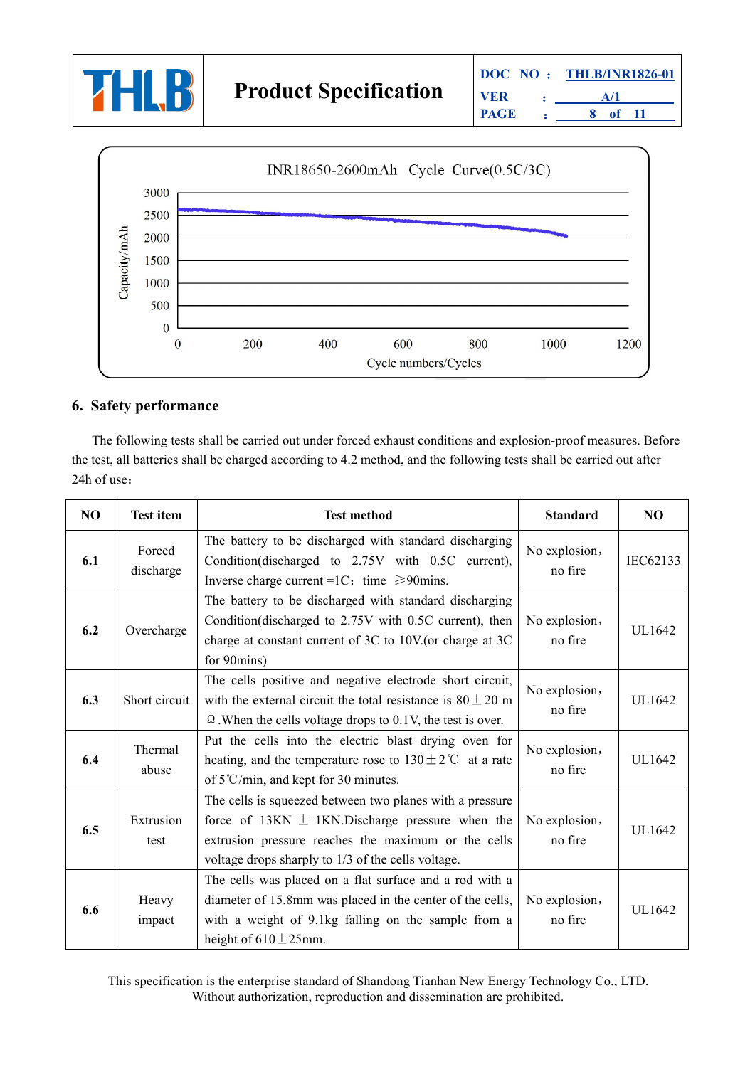INR18650-2600mAh Cycle Curve(0.5C/3C)

## 6. Safety performance

The following tests shall be carried out under forced exhaust conditions and explosion-proof measures. Before the test, all batteries shall be charged according to 4.2 method, and the following tests shall be carried out after 24h of use：

| NO | Test item | Test method | Standard | NO |
|---|---|---|---|---|
| 6.1 | Forced discharge | The battery to be discharged with standard discharging Condition(discharged to 2.75V with 0.5C current), Inverse charge current =1C；time ≥90mins. | No explosion，no fire | IEC62133 |
| 6.2 | Overcharge | The battery to be discharged with standard discharging Condition(discharged to 2.75V with 0.5C current), then charge at constant current of 3C to 10V.(or charge at 3C for 90mins) | No explosion，no fire | UL1642 |
| 6.3 | Short circuit | The cells positive and negative electrode short circuit, with the external circuit the total resistance is 80±20 mΩ.When the cells voltage drops to 0.1V, the test is over. | No explosion，no fire | UL1642 |
| 6.4 | Thermal abuse | Put the cells into the electric blast drying oven for heating, and the temperature rose to 130±2℃ at a rate of 5℃/min, and kept for 30 minutes. | No explosion，no fire | UL1642 |
| 6.5 | Extrusion test | The cells is squeezed between two planes with a pressure force of 13KN ± 1KN.Discharge pressure when the extrusion pressure reaches the maximum or the cells voltage drops sharply to 1/3 of the cells voltage. | No explosion，no fire | UL1642 |
| 6.6 | Heavy impact | The cells was placed on a flat surface and a rod with a diameter of 15.8mm was placed in the center of the cells, with a weight of 9.1kg falling on the sample from a height of 610±25mm. | No explosion，no fire | UL1642 |

This specification is the enterprise standard of Shandong Tianhan New Energy Technology Co., LTD. Without authorization, reproduction and dissemination are prohibited.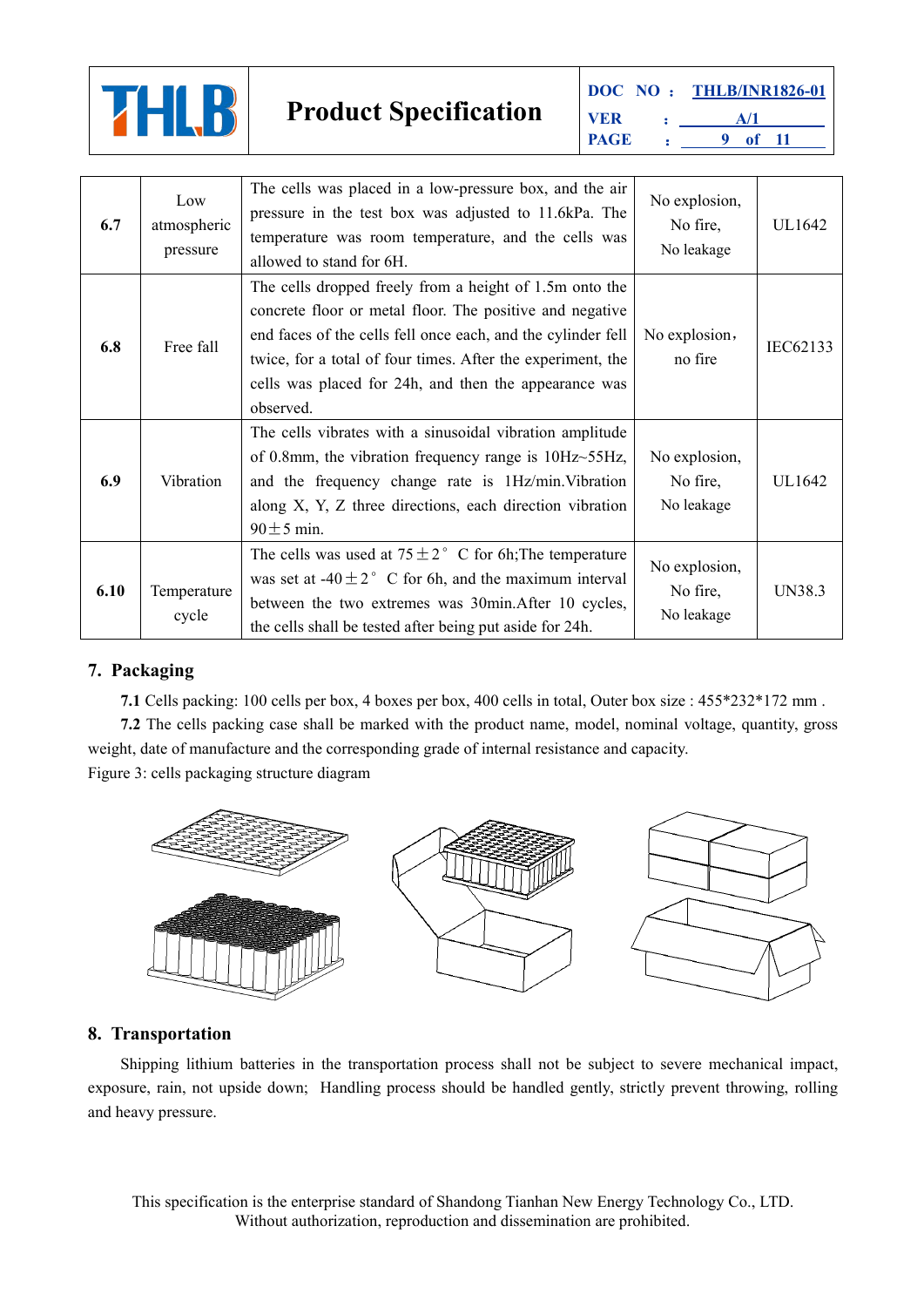| 6.7 | Low atmospheric pressure | The cells was placed in a low-pressure box, and the air pressure in the test box was adjusted to 11.6kPa. The temperature was room temperature, and the cells was allowed to stand for 6H. | No explosion, No fire, No leakage | UL1642 |
|---|---|---|---|---|
| 6.8 | Free fall | The cells dropped freely from a height of 1.5m onto the concrete floor or metal floor. The positive and negative end faces of the cells fell once each, and the cylinder fell twice, for a total of four times. After the experiment, the cells was placed for 24h, and then the appearance was observed. | No explosion， no fire | IEC62133 |
| 6.9 | Vibration | The cells vibrates with a sinusoidal vibration amplitude of 0.8mm, the vibration frequency range is 10Hz~55Hz, and the frequency change rate is 1Hz/min.Vibration along X, Y, Z three directions, each direction vibration 90±5 min. | No explosion, No fire, No leakage | UL1642 |
| 6.10 | Temperature cycle | The cells was used at 75±2° C for 6h;The temperature was set at -40±2° C for 6h, and the maximum interval between the two extremes was 30min.After 10 cycles, the cells shall be tested after being put aside for 24h. | No explosion, No fire, No leakage | UN38.3 |

## 7. Packaging

**7.1** Cells packing: 100 cells per box, 4 boxes per box, 400 cells in total, Outer box size : 455*232*172 mm .

**7.2** The cells packing case shall be marked with the product name, model, nominal voltage, quantity, gross weight, date of manufacture and the corresponding grade of internal resistance and capacity.

Figure 3: cells packaging structure diagram

## 8. Transportation

Shipping lithium batteries in the transportation process shall not be subject to severe mechanical impact, exposure, rain, not upside down; Handling process should be handled gently, strictly prevent throwing, rolling and heavy pressure.

This specification is the enterprise standard of Shandong Tianhan New Energy Technology Co., LTD. Without authorization, reproduction and dissemination are prohibited.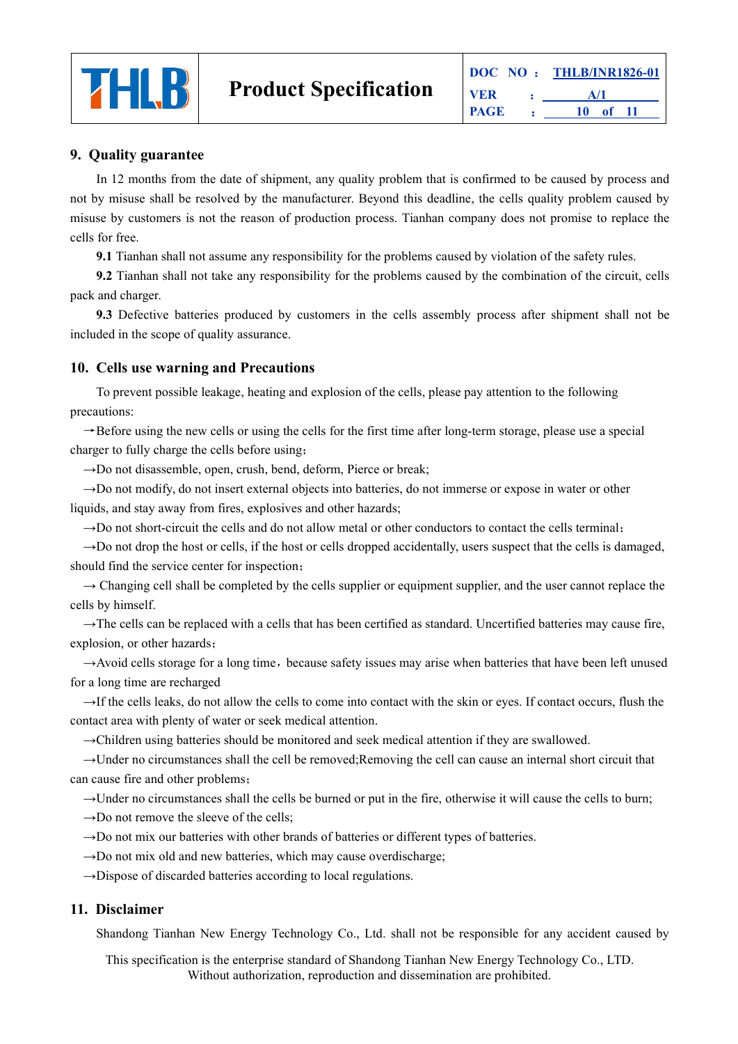## 9. Quality guarantee

In 12 months from the date of shipment, any quality problem that is confirmed to be caused by process and not by misuse shall be resolved by the manufacturer. Beyond this deadline, the cells quality problem caused by misuse by customers is not the reason of production process. Tianhan company does not promise to replace the cells for free.

**9.1** Tianhan shall not assume any responsibility for the problems caused by violation of the safety rules.

**9.2** Tianhan shall not take any responsibility for the problems caused by the combination of the circuit, cells pack and charger.

**9.3** Defective batteries produced by customers in the cells assembly process after shipment shall not be included in the scope of quality assurance.

## 10. Cells use warning and Precautions

To prevent possible leakage, heating and explosion of the cells, please pay attention to the following precautions:

→Before using the new cells or using the cells for the first time after long-term storage, please use a special charger to fully charge the cells before using；

→Do not disassemble, open, crush, bend, deform, Pierce or break;

→Do not modify, do not insert external objects into batteries, do not immerse or expose in water or other liquids, and stay away from fires, explosives and other hazards;

→Do not short-circuit the cells and do not allow metal or other conductors to contact the cells terminal；

→Do not drop the host or cells, if the host or cells dropped accidentally, users suspect that the cells is damaged, should find the service center for inspection；

→ Changing cell shall be completed by the cells supplier or equipment supplier, and the user cannot replace the cells by himself.

→The cells can be replaced with a cells that has been certified as standard. Uncertified batteries may cause fire, explosion, or other hazards；

→Avoid cells storage for a long time，because safety issues may arise when batteries that have been left unused for a long time are recharged

→If the cells leaks, do not allow the cells to come into contact with the skin or eyes. If contact occurs, flush the contact area with plenty of water or seek medical attention.

→Children using batteries should be monitored and seek medical attention if they are swallowed.

→Under no circumstances shall the cell be removed;Removing the cell can cause an internal short circuit that can cause fire and other problems；

→Under no circumstances shall the cells be burned or put in the fire, otherwise it will cause the cells to burn;

→Do not remove the sleeve of the cells;

→Do not mix our batteries with other brands of batteries or different types of batteries.

→Do not mix old and new batteries, which may cause overdischarge;

→Dispose of discarded batteries according to local regulations.

## 11. Disclaimer

Shandong Tianhan New Energy Technology Co., Ltd. shall not be responsible for any accident caused by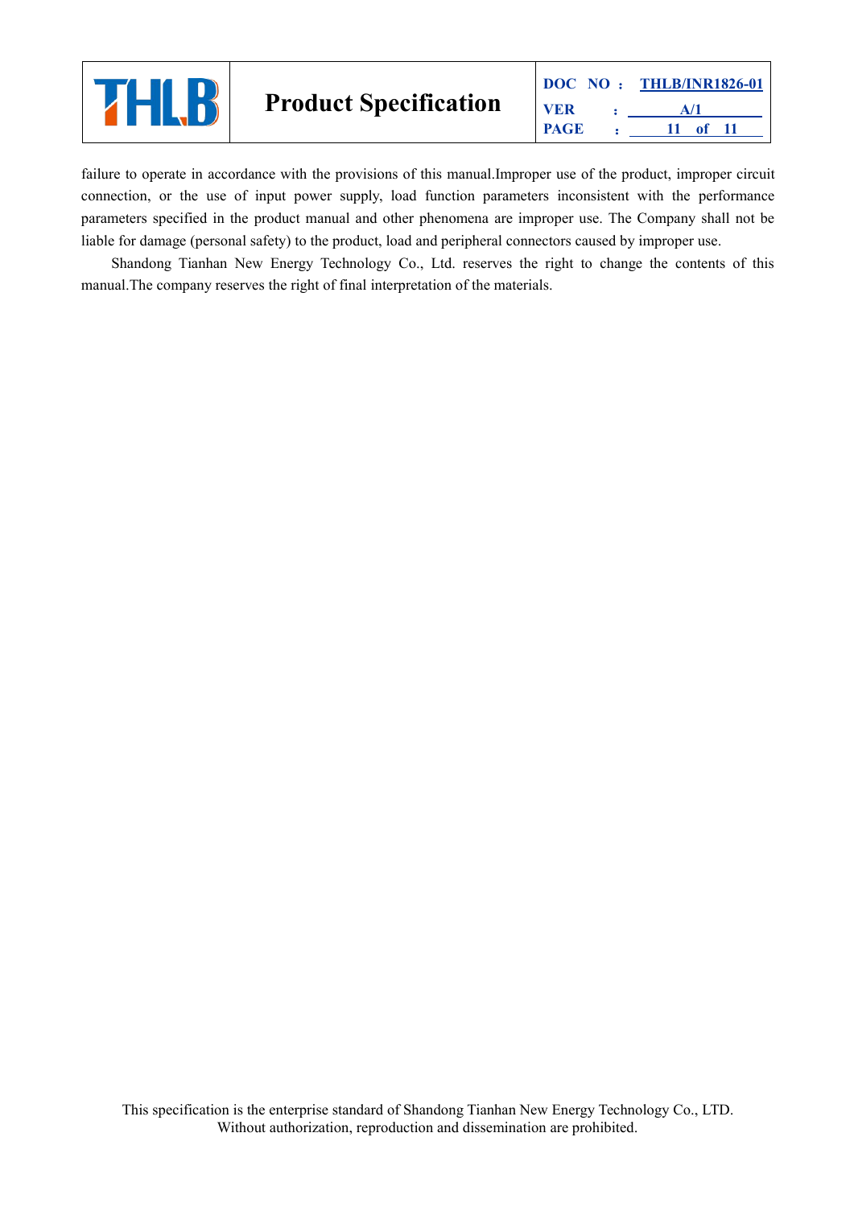failure to operate in accordance with the provisions of this manual.Improper use of the product, improper circuit connection, or the use of input power supply, load function parameters inconsistent with the performance parameters specified in the product manual and other phenomena are improper use. The Company shall not be liable for damage (personal safety) to the product, load and peripheral connectors caused by improper use.

Shandong Tianhan New Energy Technology Co., Ltd. reserves the right to change the contents of this manual.The company reserves the right of final interpretation of the materials.